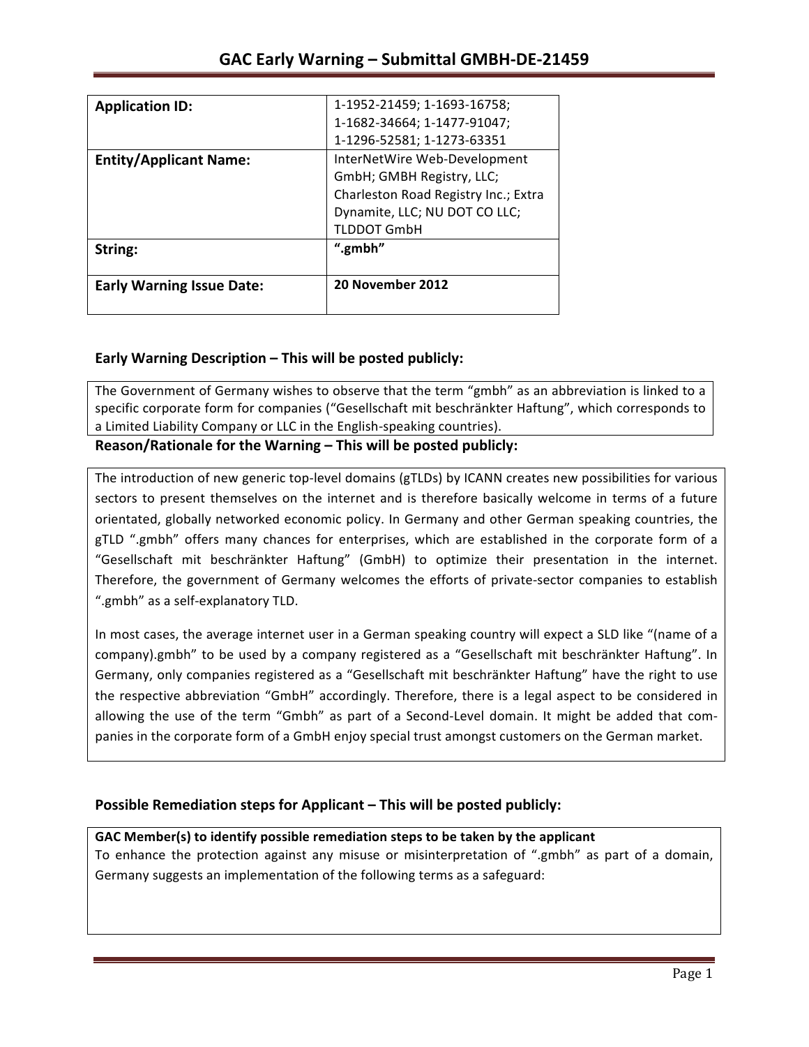# GAC Early Warning – Submittal GMBH-DE-21459

| **Application ID:** | 1-1952-21459; 1-1693-16758; 1-1682-34664; 1-1477-91047; 1-1296-52581; 1-1273-63351 |
|---|---|
| **Entity/Applicant Name:** | InterNetWire Web-Development GmbH; GMBH Registry, LLC; Charleston Road Registry Inc.; Extra Dynamite, LLC; NU DOT CO LLC; TLDDOT GmbH |
| **String:** | **".gmbh"** |
| **Early Warning Issue Date:** | **20 November 2012** |

## Early Warning Description – This will be posted publicly:

The Government of Germany wishes to observe that the term "gmbh" as an abbreviation is linked to a specific corporate form for companies ("Gesellschaft mit beschränkter Haftung", which corresponds to a Limited Liability Company or LLC in the English-speaking countries).

## Reason/Rationale for the Warning – This will be posted publicly:

The introduction of new generic top-level domains (gTLDs) by ICANN creates new possibilities for various sectors to present themselves on the internet and is therefore basically welcome in terms of a future orientated, globally networked economic policy. In Germany and other German speaking countries, the gTLD ".gmbh" offers many chances for enterprises, which are established in the corporate form of a "Gesellschaft mit beschränkter Haftung" (GmbH) to optimize their presentation in the internet. Therefore, the government of Germany welcomes the efforts of private-sector companies to establish ".gmbh" as a self-explanatory TLD.

In most cases, the average internet user in a German speaking country will expect a SLD like "(name of a company).gmbh" to be used by a company registered as a "Gesellschaft mit beschränkter Haftung". In Germany, only companies registered as a "Gesellschaft mit beschränkter Haftung" have the right to use the respective abbreviation "GmbH" accordingly. Therefore, there is a legal aspect to be considered in allowing the use of the term "Gmbh" as part of a Second-Level domain. It might be added that companies in the corporate form of a GmbH enjoy special trust amongst customers on the German market.

## Possible Remediation steps for Applicant – This will be posted publicly:

**GAC Member(s) to identify possible remediation steps to be taken by the applicant**

To enhance the protection against any misuse or misinterpretation of ".gmbh" as part of a domain, Germany suggests an implementation of the following terms as a safeguard: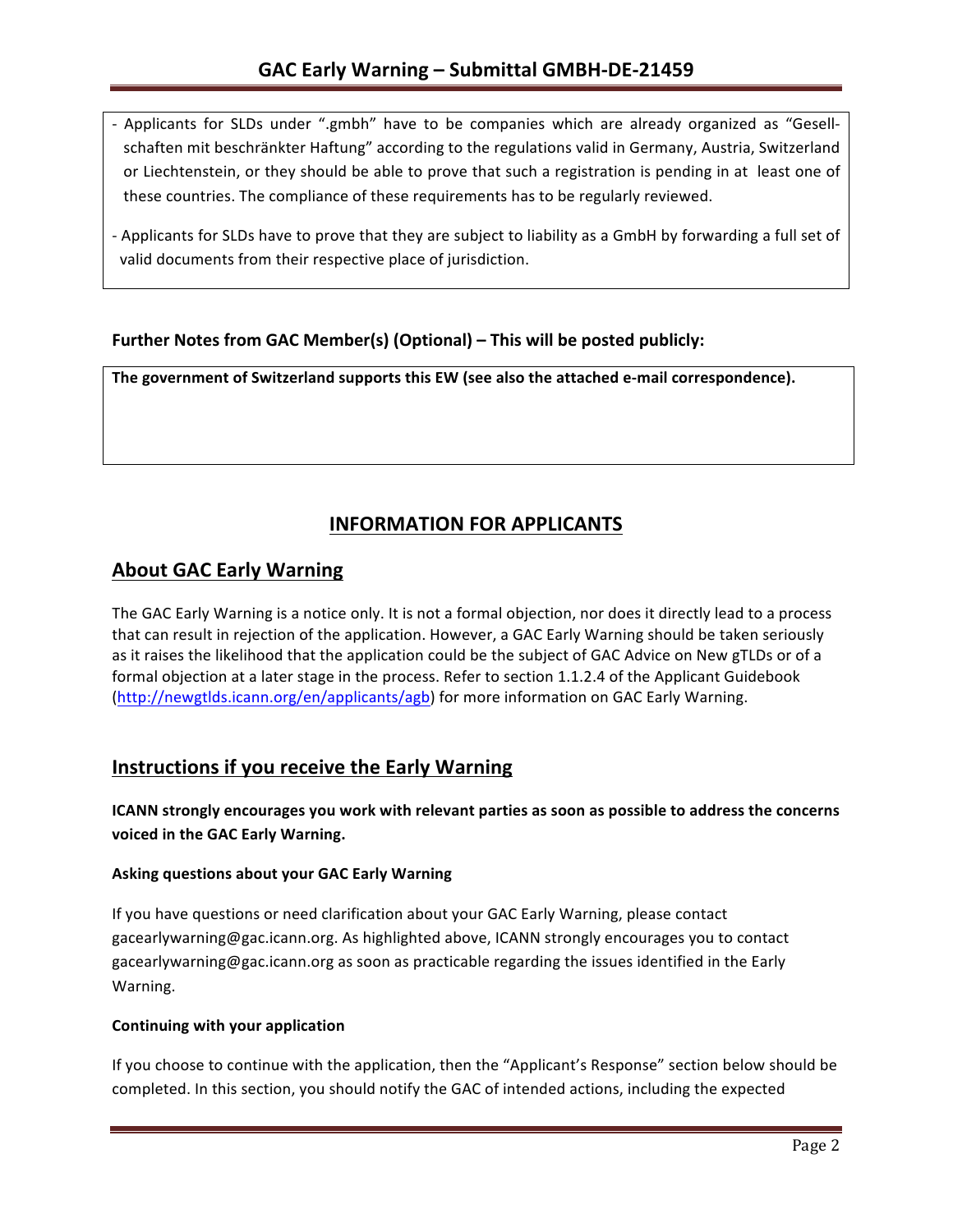- Applicants for SLDs under ".gmbh" have to be companies which are already organized as "Gesellschaften mit beschränkter Haftung" according to the regulations valid in Germany, Austria, Switzerland or Liechtenstein, or they should be able to prove that such a registration is pending in at least one of these countries. The compliance of these requirements has to be regularly reviewed.

- Applicants for SLDs have to prove that they are subject to liability as a GmbH by forwarding a full set of valid documents from their respective place of jurisdiction.

### Further Notes from GAC Member(s) (Optional) – This will be posted publicly:

**The government of Switzerland supports this EW (see also the attached e-mail correspondence).**

## INFORMATION FOR APPLICANTS

## About GAC Early Warning

The GAC Early Warning is a notice only. It is not a formal objection, nor does it directly lead to a process that can result in rejection of the application. However, a GAC Early Warning should be taken seriously as it raises the likelihood that the application could be the subject of GAC Advice on New gTLDs or of a formal objection at a later stage in the process. Refer to section 1.1.2.4 of the Applicant Guidebook (http://newgtlds.icann.org/en/applicants/agb) for more information on GAC Early Warning.

## Instructions if you receive the Early Warning

**ICANN strongly encourages you work with relevant parties as soon as possible to address the concerns voiced in the GAC Early Warning.**

#### Asking questions about your GAC Early Warning

If you have questions or need clarification about your GAC Early Warning, please contact gacearlywarning@gac.icann.org. As highlighted above, ICANN strongly encourages you to contact gacearlywarning@gac.icann.org as soon as practicable regarding the issues identified in the Early Warning.

#### Continuing with your application

If you choose to continue with the application, then the "Applicant's Response" section below should be completed. In this section, you should notify the GAC of intended actions, including the expected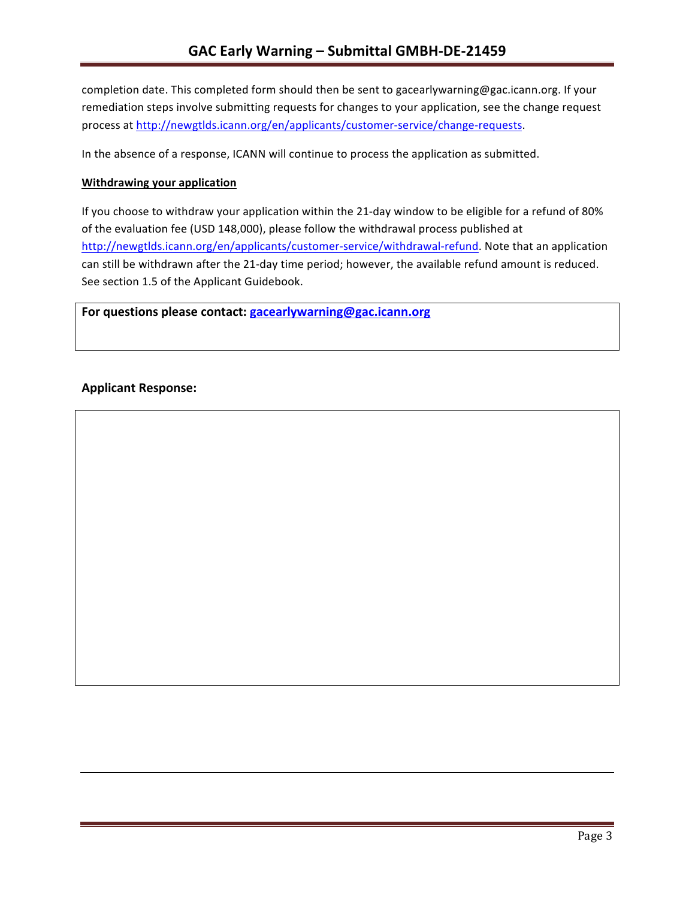completion date. This completed form should then be sent to gacearlywarning@gac.icann.org. If your remediation steps involve submitting requests for changes to your application, see the change request process at http://newgtlds.icann.org/en/applicants/customer-service/change-requests.

In the absence of a response, ICANN will continue to process the application as submitted.

**Withdrawing your application**

If you choose to withdraw your application within the 21-day window to be eligible for a refund of 80% of the evaluation fee (USD 148,000), please follow the withdrawal process published at http://newgtlds.icann.org/en/applicants/customer-service/withdrawal-refund. Note that an application can still be withdrawn after the 21-day time period; however, the available refund amount is reduced. See section 1.5 of the Applicant Guidebook.

**For questions please contact: gacearlywarning@gac.icann.org**

**Applicant Response:**